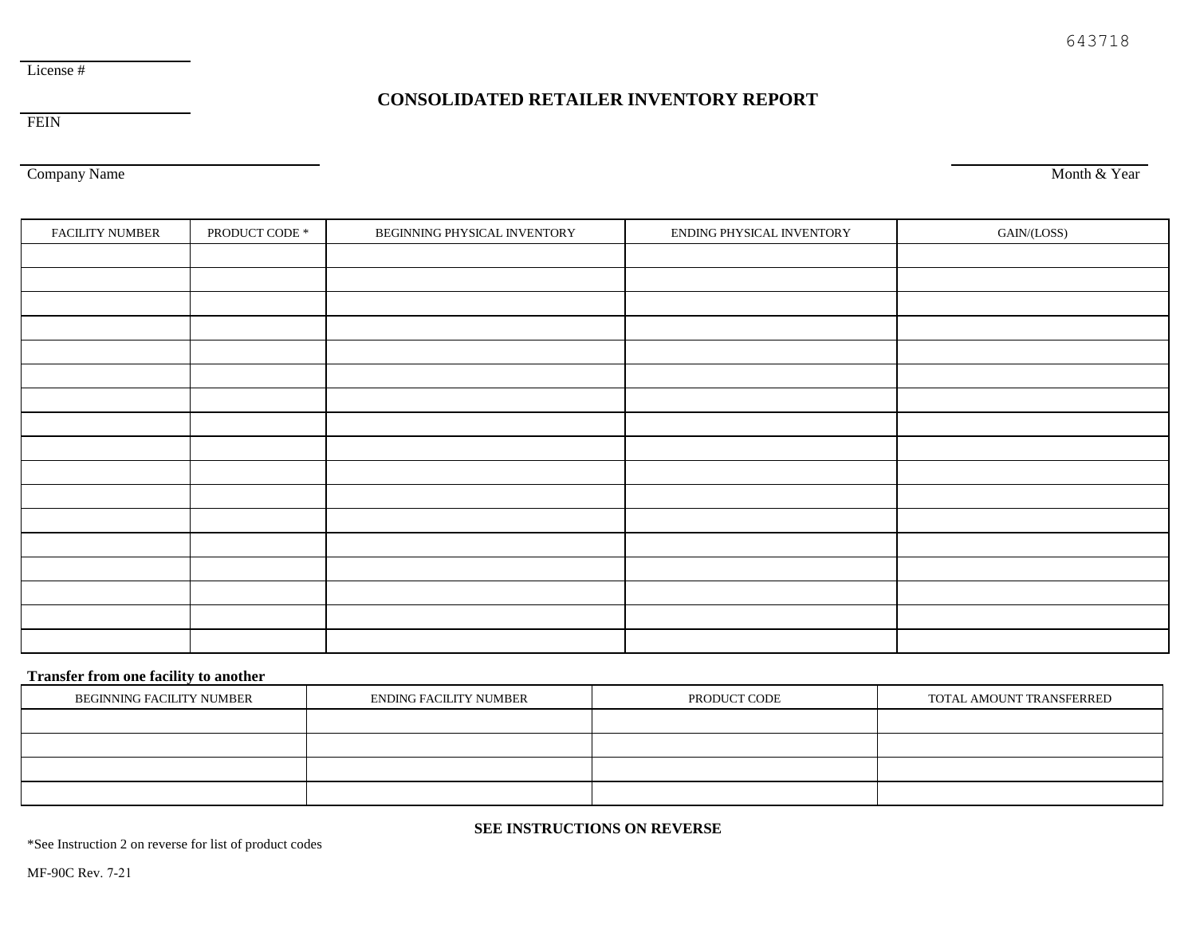643718

License #

FEIN

# CONSOLIDATED RETAILER INVENTORY REPORT

Company Name

Month & Year

| FACILITY NUMBER | PRODUCT CODE * | BEGINNING PHYSICAL INVENTORY | ENDING PHYSICAL INVENTORY | GAIN/(LOSS) |
|---|---|---|---|---|
| | | | | |
| | | | | |
| | | | | |
| | | | | |
| | | | | |
| | | | | |
| | | | | |
| | | | | |
| | | | | |
| | | | | |
| | | | | |
| | | | | |
| | | | | |
| | | | | |
| | | | | |
| | | | | |
| | | | | |

**Transfer from one facility to another**

| BEGINNING FACILITY NUMBER | ENDING FACILITY NUMBER | PRODUCT CODE | TOTAL AMOUNT TRANSFERRED |
|---|---|---|---|
| | | | |
| | | | |
| | | | |
| | | | |

**SEE INSTRUCTIONS ON REVERSE**

*See Instruction 2 on reverse for list of product codes

MF-90C Rev. 7-21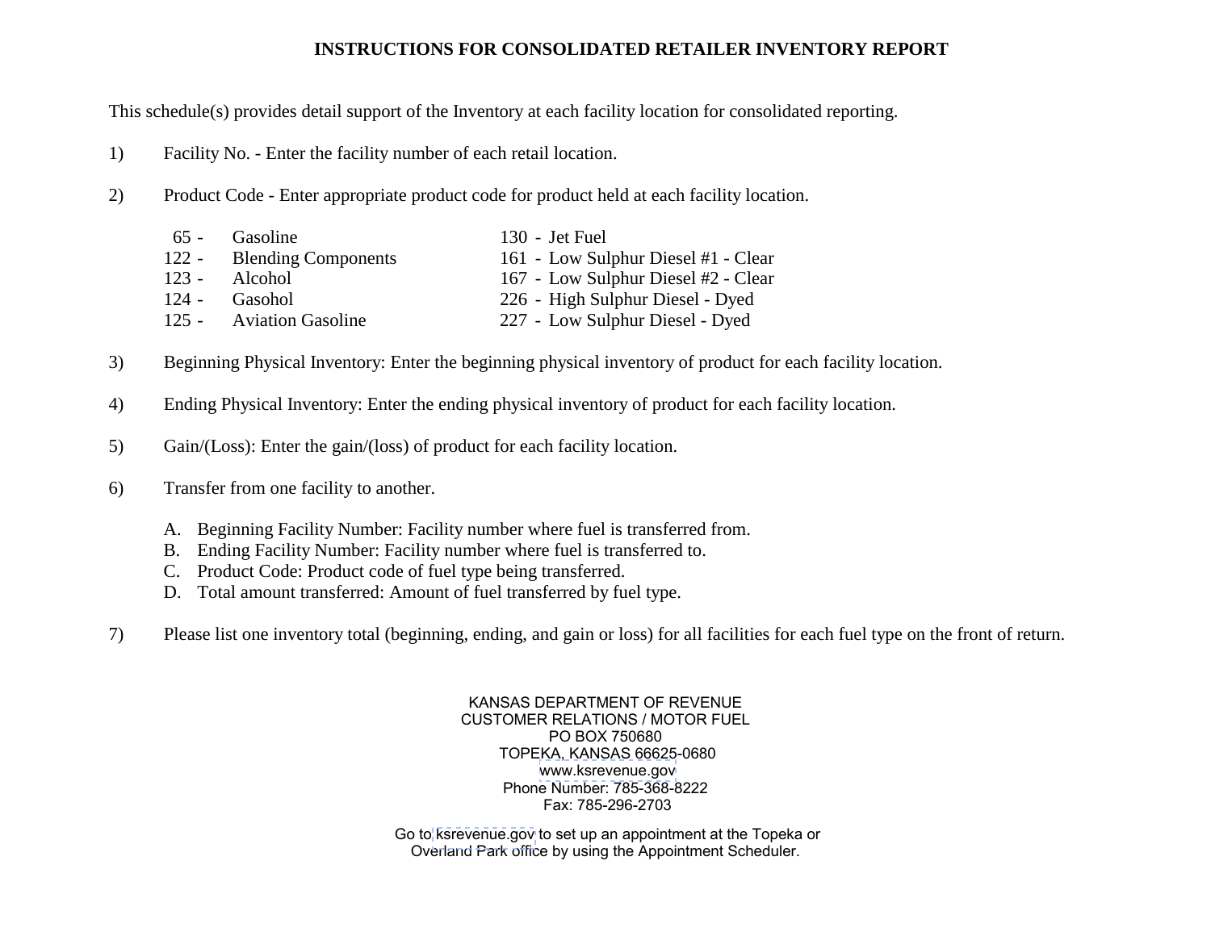# INSTRUCTIONS FOR CONSOLIDATED RETAILER INVENTORY REPORT

This schedule(s) provides detail support of the Inventory at each facility location for consolidated reporting.

1) Facility No. - Enter the facility number of each retail location.

2) Product Code - Enter appropriate product code for product held at each facility location.

| | | | |
|---|---|---|---|
| 65 - | Gasoline | 130 - | Jet Fuel |
| 122 - | Blending Components | 161 - | Low Sulphur Diesel #1 - Clear |
| 123 - | Alcohol | 167 - | Low Sulphur Diesel #2 - Clear |
| 124 - | Gasohol | 226 - | High Sulphur Diesel - Dyed |
| 125 - | Aviation Gasoline | 227 - | Low Sulphur Diesel - Dyed |

3) Beginning Physical Inventory: Enter the beginning physical inventory of product for each facility location.

4) Ending Physical Inventory: Enter the ending physical inventory of product for each facility location.

5) Gain/(Loss): Enter the gain/(loss) of product for each facility location.

6) Transfer from one facility to another.

   A. Beginning Facility Number: Facility number where fuel is transferred from.
   B. Ending Facility Number: Facility number where fuel is transferred to.
   C. Product Code: Product code of fuel type being transferred.
   D. Total amount transferred: Amount of fuel transferred by fuel type.

7) Please list one inventory total (beginning, ending, and gain or loss) for all facilities for each fuel type on the front of return.

KANSAS DEPARTMENT OF REVENUE
CUSTOMER RELATIONS / MOTOR FUEL
PO BOX 750680
TOPEKA, KANSAS 66625-0680
www.ksrevenue.gov
Phone Number: 785-368-8222
Fax: 785-296-2703

Go to ksrevenue.gov to set up an appointment at the Topeka or Overland Park office by using the Appointment Scheduler.